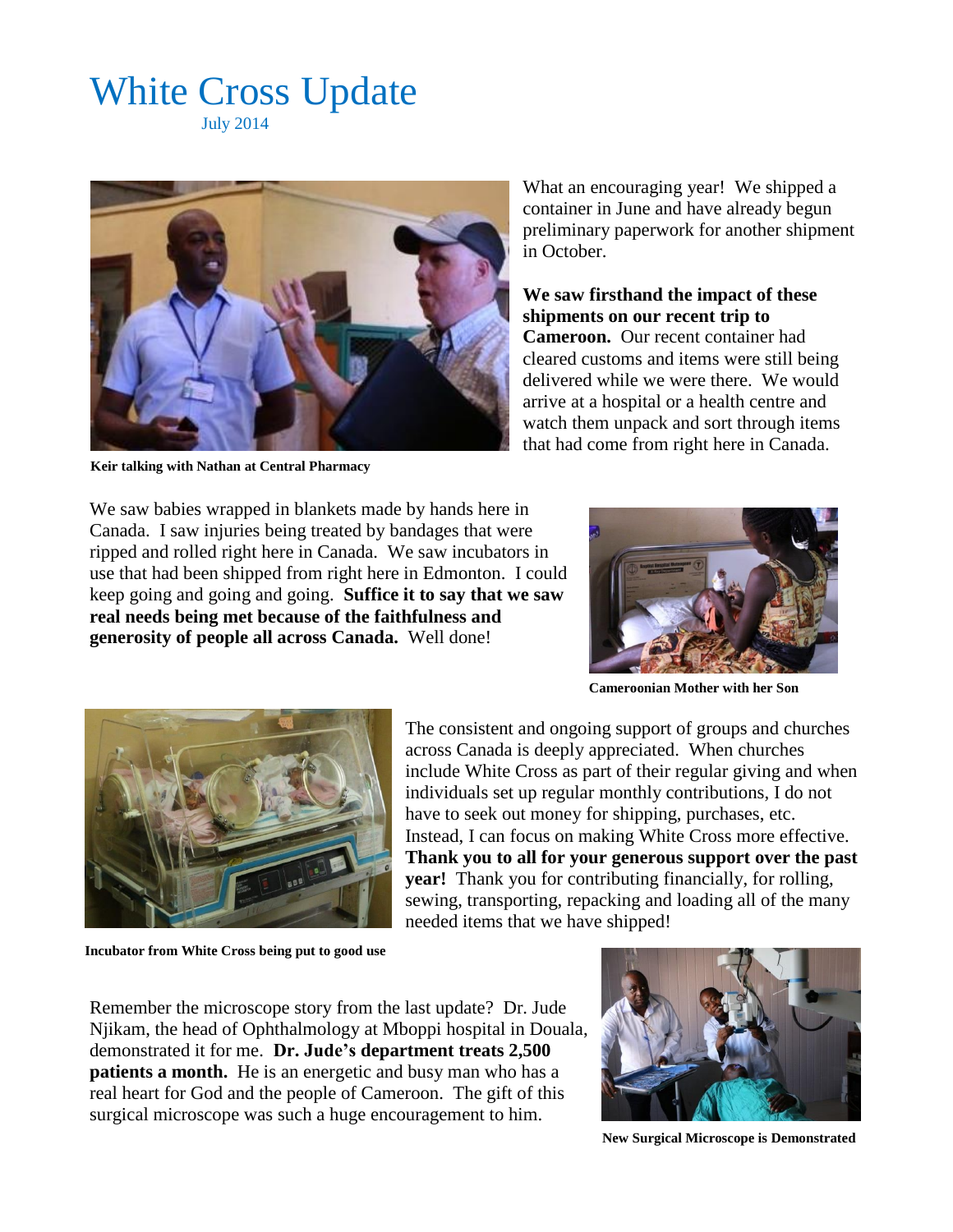# White Cross Update

July 2014

Keir talking with Nathan at Central Pharmacy

What an encouraging year! We shipped a container in June and have already begun preliminary paperwork for another shipment in October.

**We saw firsthand the impact of these shipments on our recent trip to Cameroon.** Our recent container had cleared customs and items were still being delivered while we were there. We would arrive at a hospital or a health centre and watch them unpack and sort through items that had come from right here in Canada.

We saw babies wrapped in blankets made by hands here in Canada. I saw injuries being treated by bandages that were ripped and rolled right here in Canada. We saw incubators in use that had been shipped from right here in Edmonton. I could keep going and going and going. **Suffice it to say that we saw real needs being met because of the faithfulness and generosity of people all across Canada.** Well done!

Cameroonian Mother with her Son

The consistent and ongoing support of groups and churches across Canada is deeply appreciated. When churches include White Cross as part of their regular giving and when individuals set up regular monthly contributions, I do not have to seek out money for shipping, purchases, etc. Instead, I can focus on making White Cross more effective. **Thank you to all for your generous support over the past year!** Thank you for contributing financially, for rolling, sewing, transporting, repacking and loading all of the many needed items that we have shipped!

Incubator from White Cross being put to good use

Remember the microscope story from the last update? Dr. Jude Njikam, the head of Ophthalmology at Mboppi hospital in Douala, demonstrated it for me. **Dr. Jude's department treats 2,500 patients a month.** He is an energetic and busy man who has a real heart for God and the people of Cameroon. The gift of this surgical microscope was such a huge encouragement to him.

New Surgical Microscope is Demonstrated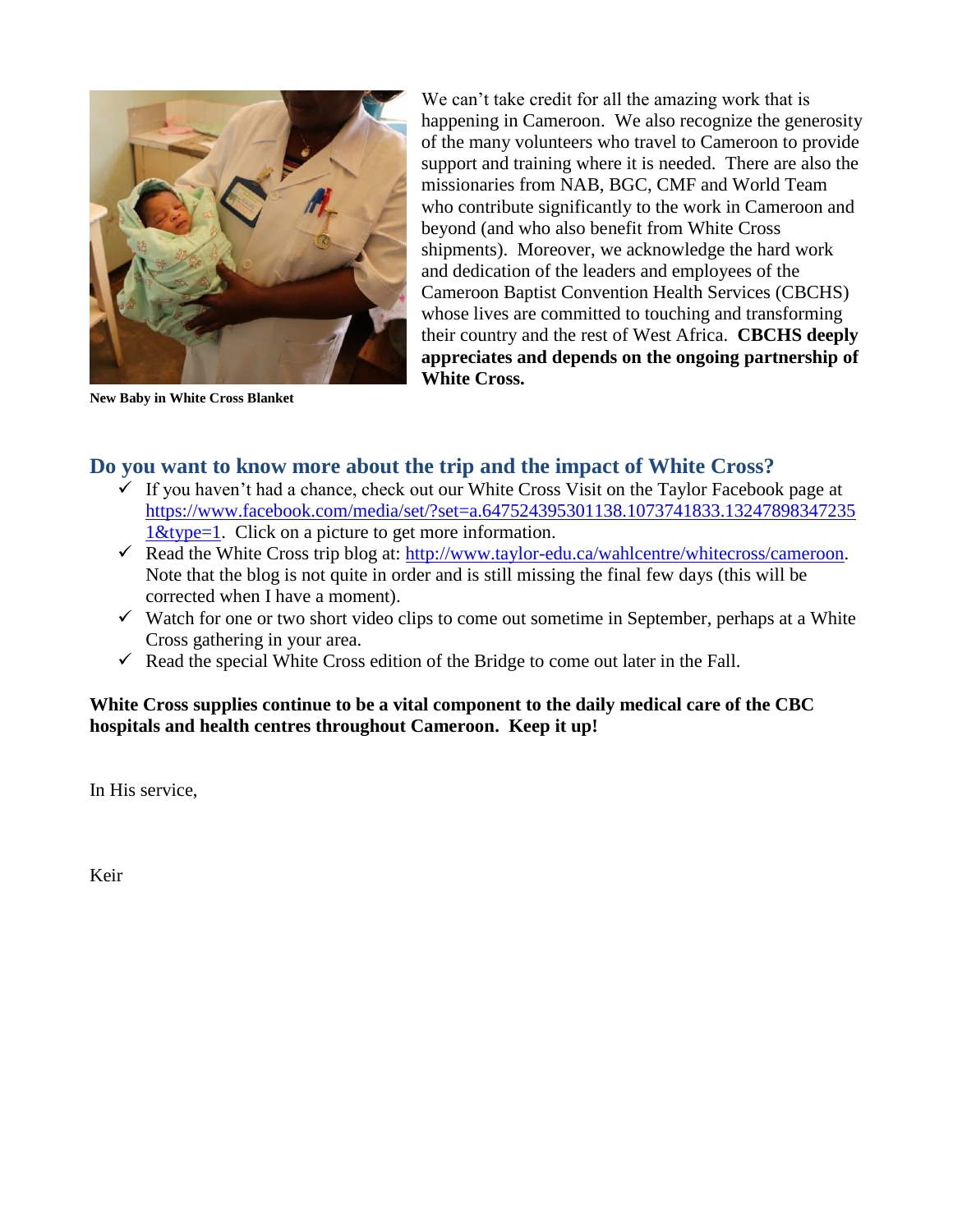New Baby in White Cross Blanket

We can't take credit for all the amazing work that is happening in Cameroon. We also recognize the generosity of the many volunteers who travel to Cameroon to provide support and training where it is needed. There are also the missionaries from NAB, BGC, CMF and World Team who contribute significantly to the work in Cameroon and beyond (and who also benefit from White Cross shipments). Moreover, we acknowledge the hard work and dedication of the leaders and employees of the Cameroon Baptist Convention Health Services (CBCHS) whose lives are committed to touching and transforming their country and the rest of West Africa. **CBCHS deeply appreciates and depends on the ongoing partnership of White Cross.**

## Do you want to know more about the trip and the impact of White Cross?

- ✓ If you haven't had a chance, check out our White Cross Visit on the Taylor Facebook page at https://www.facebook.com/media/set/?set=a.647524395301138.1073741833.132478983472351&type=1. Click on a picture to get more information.
- ✓ Read the White Cross trip blog at: http://www.taylor-edu.ca/wahlcentre/whitecross/cameroon. Note that the blog is not quite in order and is still missing the final few days (this will be corrected when I have a moment).
- ✓ Watch for one or two short video clips to come out sometime in September, perhaps at a White Cross gathering in your area.
- ✓ Read the special White Cross edition of the Bridge to come out later in the Fall.

**White Cross supplies continue to be a vital component to the daily medical care of the CBC hospitals and health centres throughout Cameroon. Keep it up!**

In His service,

Keir